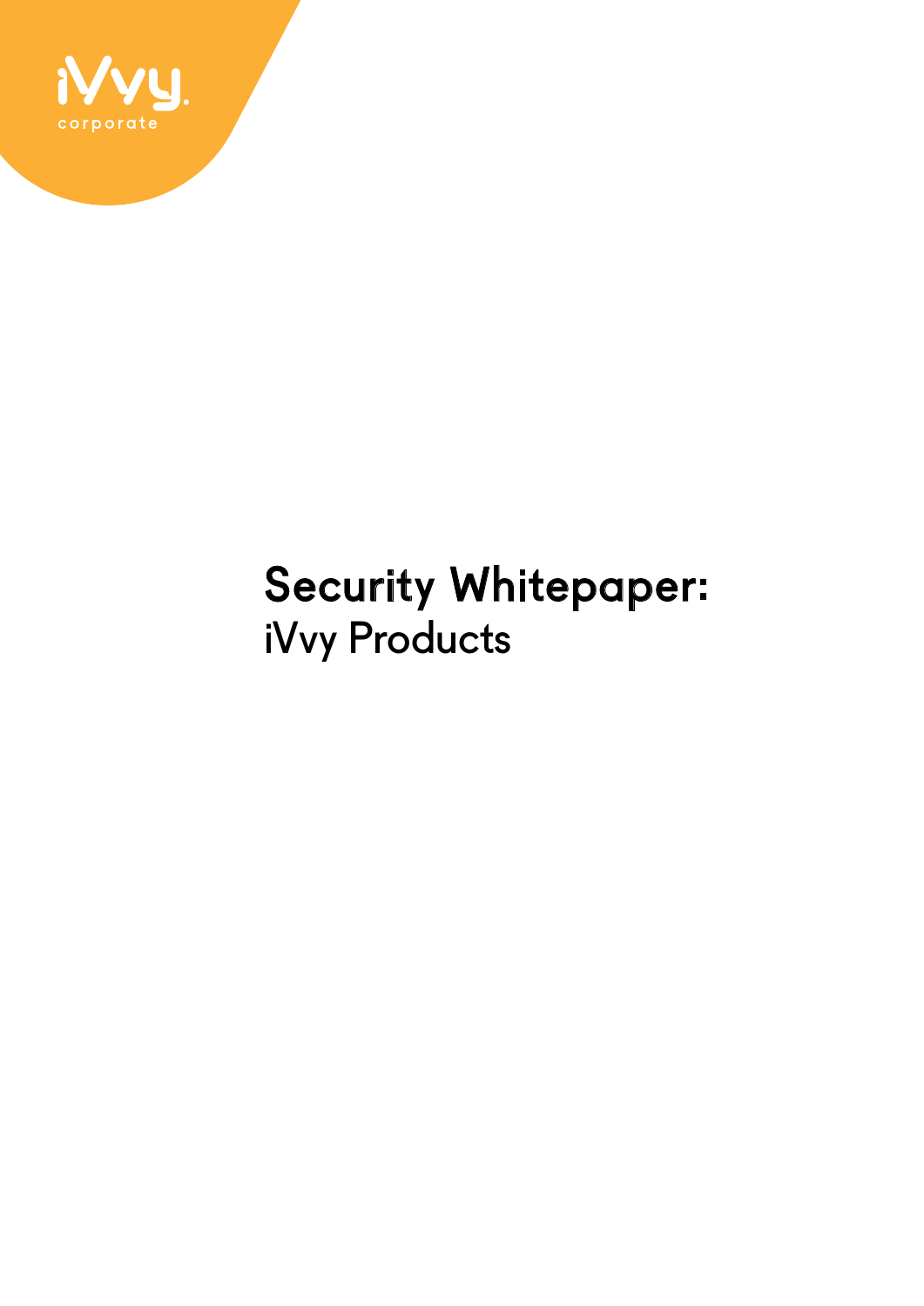iVvy. corporate

# Security Whitepaper:
iVvy Products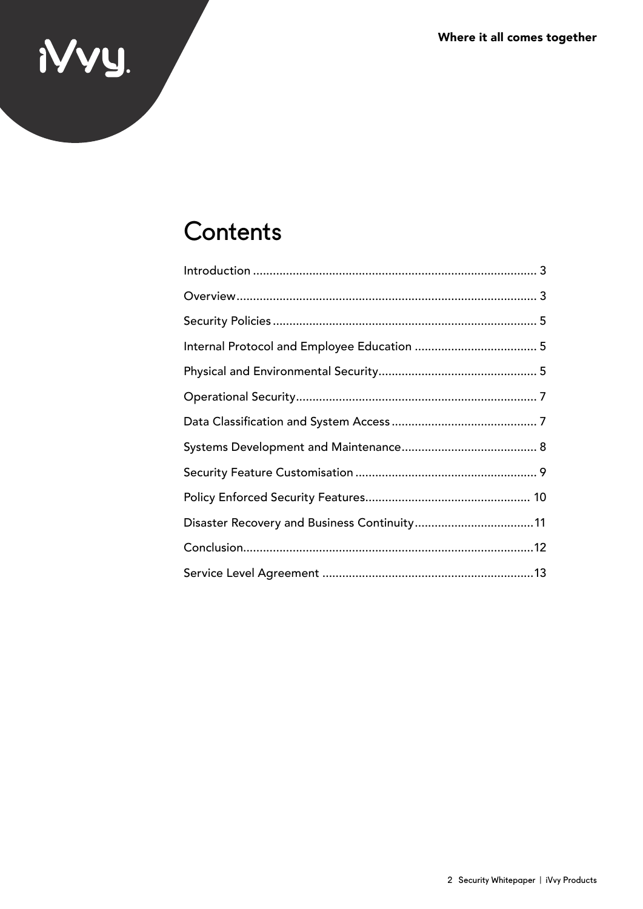# Contents

Introduction ..................................................................................... 3

Overview.......................................................................................... 3

Security Policies ............................................................................... 5

Internal Protocol and Employee Education ..................................... 5

Physical and Environmental Security................................................ 5

Operational Security......................................................................... 7

Data Classification and System Access ............................................ 7

Systems Development and Maintenance.......................................... 8

Security Feature Customisation ....................................................... 9

Policy Enforced Security Features.................................................. 10

Disaster Recovery and Business Continuity.....................................11

Conclusion.......................................................................................12

Service Level Agreement ................................................................13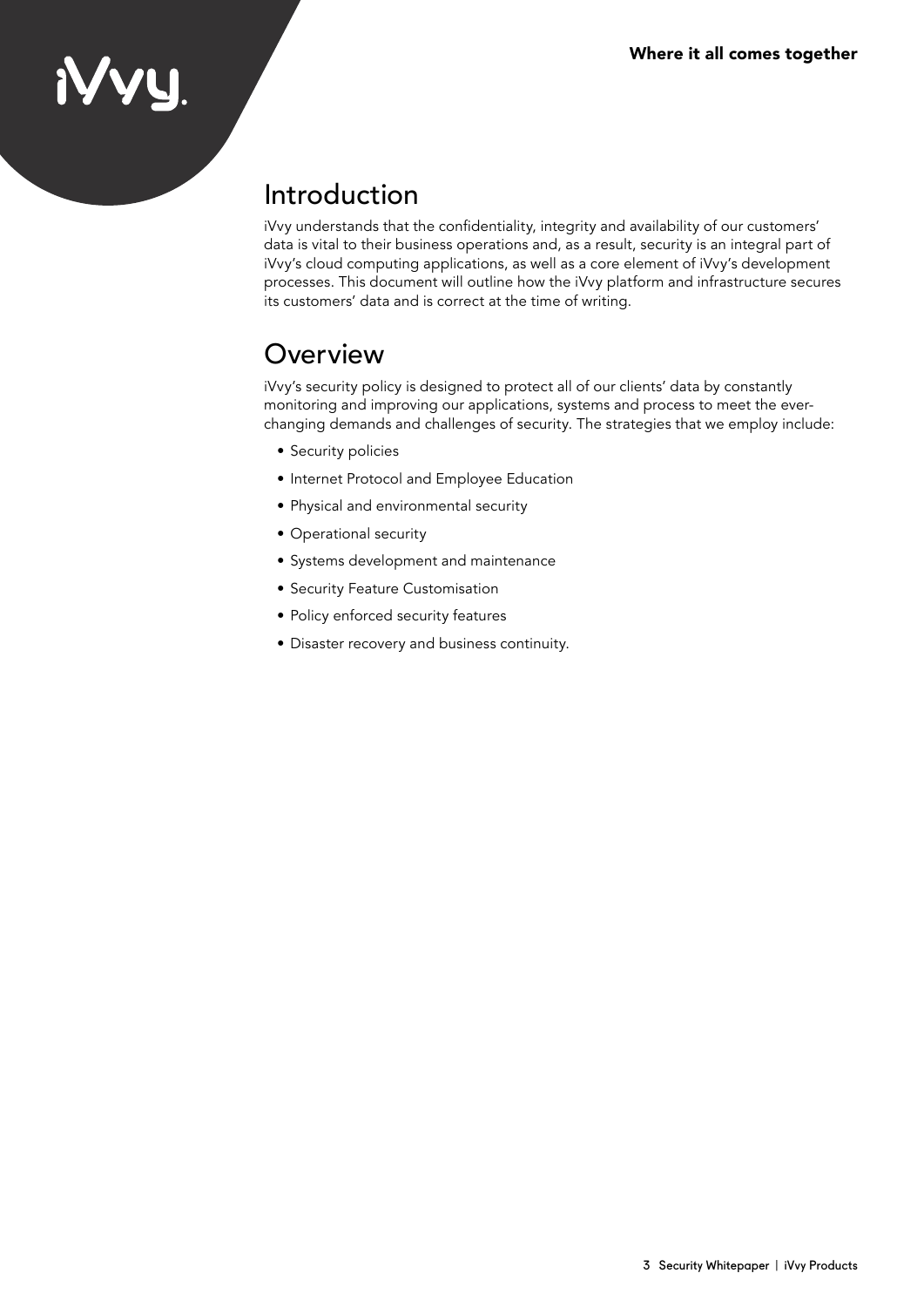## Introduction

iVvy understands that the confidentiality, integrity and availability of our customers' data is vital to their business operations and, as a result, security is an integral part of iVvy's cloud computing applications, as well as a core element of iVvy's development processes. This document will outline how the iVvy platform and infrastructure secures its customers' data and is correct at the time of writing.

## Overview

iVvy's security policy is designed to protect all of our clients' data by constantly monitoring and improving our applications, systems and process to meet the ever-changing demands and challenges of security. The strategies that we employ include:

- Security policies
- Internet Protocol and Employee Education
- Physical and environmental security
- Operational security
- Systems development and maintenance
- Security Feature Customisation
- Policy enforced security features
- Disaster recovery and business continuity.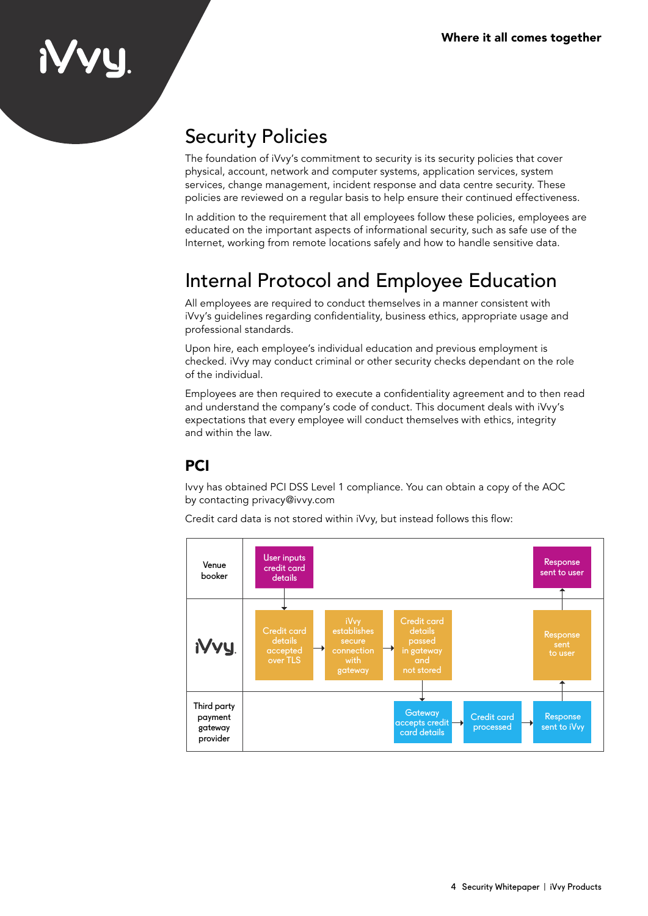## Security Policies

The foundation of iVvy's commitment to security is its security policies that cover physical, account, network and computer systems, application services, system services, change management, incident response and data centre security. These policies are reviewed on a regular basis to help ensure their continued effectiveness.

In addition to the requirement that all employees follow these policies, employees are educated on the important aspects of informational security, such as safe use of the Internet, working from remote locations safely and how to handle sensitive data.

## Internal Protocol and Employee Education

All employees are required to conduct themselves in a manner consistent with iVvy's guidelines regarding confidentiality, business ethics, appropriate usage and professional standards.

Upon hire, each employee's individual education and previous employment is checked. iVvy may conduct criminal or other security checks dependant on the role of the individual.

Employees are then required to execute a confidentiality agreement and to then read and understand the company's code of conduct. This document deals with iVvy's expectations that every employee will conduct themselves with ethics, integrity and within the law.

### PCI

Ivvy has obtained PCI DSS Level 1 compliance. You can obtain a copy of the AOC by contacting privacy@ivvy.com

Credit card data is not stored within iVvy, but instead follows this flow:

| | | | | | |
|---|---|---|---|---|---|
| Venue booker | User inputs credit card details | | | | Response sent to user |
| iVvy | Credit card details accepted over TLS | iVvy establishes secure connection with gateway | Credit card details passed in gateway and not stored | | Response sent to user |
| Third party payment gateway provider | | | Gateway accepts credit card details | Credit card processed | Response sent to iVvy |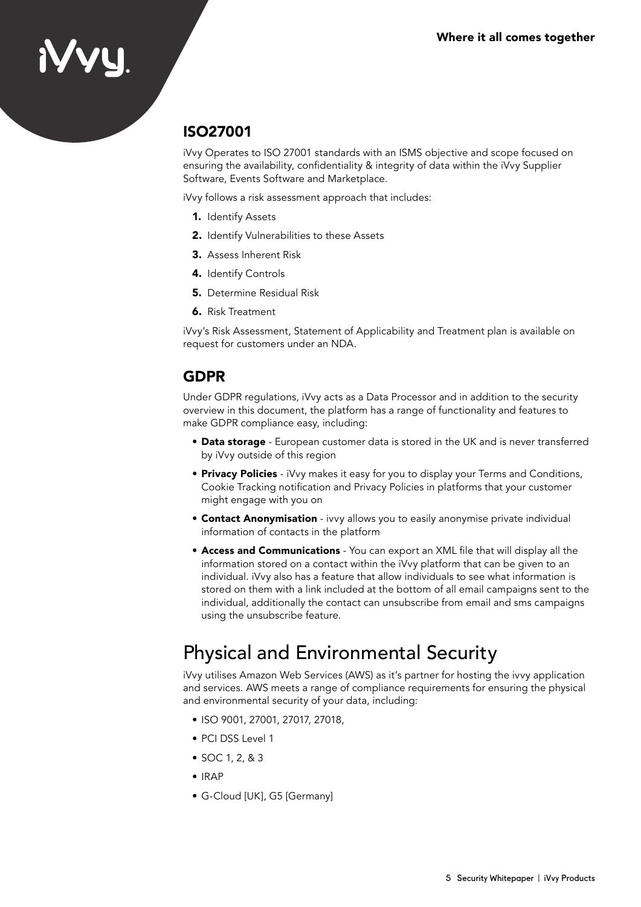## ISO27001

iVvy Operates to ISO 27001 standards with an ISMS objective and scope focused on ensuring the availability, confidentiality & integrity of data within the iVvy Supplier Software, Events Software and Marketplace.

iVvy follows a risk assessment approach that includes:

1. Identify Assets
2. Identify Vulnerabilities to these Assets
3. Assess Inherent Risk
4. Identify Controls
5. Determine Residual Risk
6. Risk Treatment

iVvy's Risk Assessment, Statement of Applicability and Treatment plan is available on request for customers under an NDA.

## GDPR

Under GDPR regulations, iVvy acts as a Data Processor and in addition to the security overview in this document, the platform has a range of functionality and features to make GDPR compliance easy, including:

- **Data storage** - European customer data is stored in the UK and is never transferred by iVvy outside of this region
- **Privacy Policies** - iVvy makes it easy for you to display your Terms and Conditions, Cookie Tracking notification and Privacy Policies in platforms that your customer might engage with you on
- **Contact Anonymisation** - ivvy allows you to easily anonymise private individual information of contacts in the platform
- **Access and Communications** - You can export an XML file that will display all the information stored on a contact within the iVvy platform that can be given to an individual. iVvy also has a feature that allow individuals to see what information is stored on them with a link included at the bottom of all email campaigns sent to the individual, additionally the contact can unsubscribe from email and sms campaigns using the unsubscribe feature.

# Physical and Environmental Security

iVvy utilises Amazon Web Services (AWS) as it's partner for hosting the ivvy application and services. AWS meets a range of compliance requirements for ensuring the physical and environmental security of your data, including:

- ISO 9001, 27001, 27017, 27018,
- PCI DSS Level 1
- SOC 1, 2, & 3
- IRAP
- G-Cloud [UK], G5 [Germany]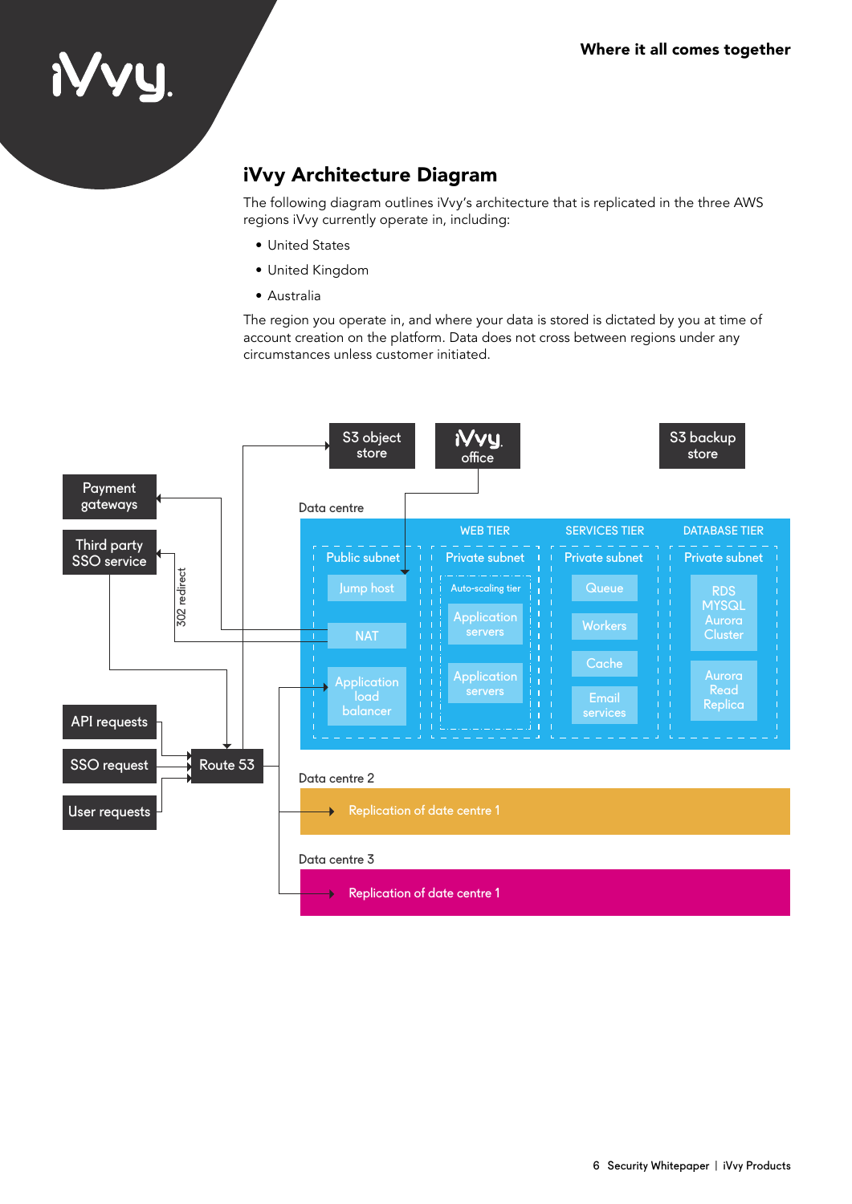## iVvy Architecture Diagram

The following diagram outlines iVvy's architecture that is replicated in the three AWS regions iVvy currently operate in, including:

- United States
- United Kingdom
- Australia

The region you operate in, and where your data is stored is dictated by you at time of account creation on the platform. Data does not cross between regions under any circumstances unless customer initiated.

S3 object store

iVvy office

S3 backup store

Payment gateways

Third party SSO service

302 redirect

Data centre

WEB TIER | SERVICES TIER | DATABASE TIER

Public subnet: Jump host, NAT, Application load balancer

Private subnet (Web tier): Auto-scaling tier — Application servers, Application servers

Private subnet (Services tier): Queue, Workers, Cache, Email services

Private subnet (Database tier): RDS MYSQL Aurora Cluster, Aurora Read Replica

API requests

SSO request

User requests

Route 53

Data centre 2

Replication of date centre 1

Data centre 3

Replication of date centre 1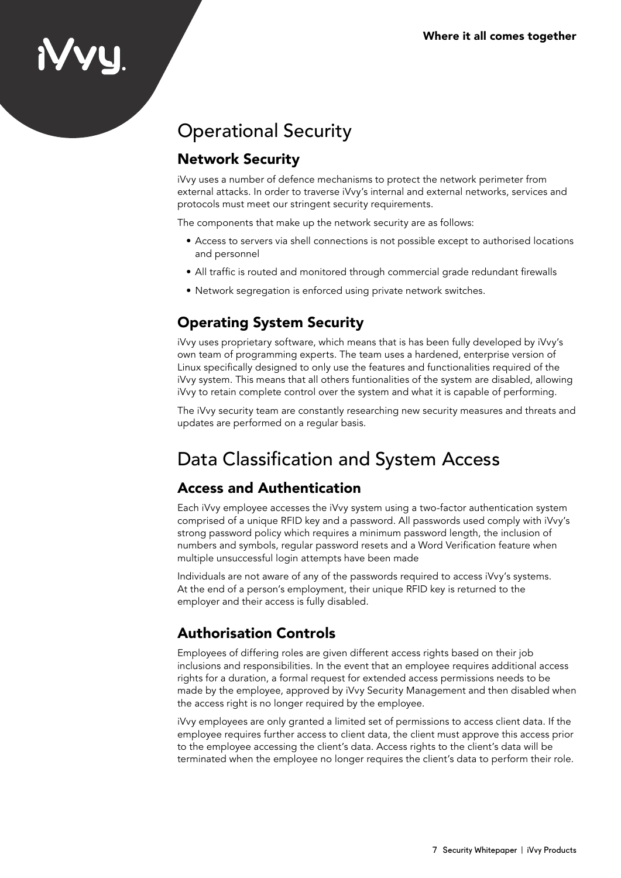# Operational Security

## Network Security

iVvy uses a number of defence mechanisms to protect the network perimeter from external attacks. In order to traverse iVvy's internal and external networks, services and protocols must meet our stringent security requirements.

The components that make up the network security are as follows:

- Access to servers via shell connections is not possible except to authorised locations and personnel
- All traffic is routed and monitored through commercial grade redundant firewalls
- Network segregation is enforced using private network switches.

## Operating System Security

iVvy uses proprietary software, which means that is has been fully developed by iVvy's own team of programming experts. The team uses a hardened, enterprise version of Linux specifically designed to only use the features and functionalities required of the iVvy system. This means that all others funtionalities of the system are disabled, allowing iVvy to retain complete control over the system and what it is capable of performing.

The iVvy security team are constantly researching new security measures and threats and updates are performed on a regular basis.

# Data Classification and System Access

## Access and Authentication

Each iVvy employee accesses the iVvy system using a two-factor authentication system comprised of a unique RFID key and a password. All passwords used comply with iVvy's strong password policy which requires a minimum password length, the inclusion of numbers and symbols, regular password resets and a Word Verification feature when multiple unsuccessful login attempts have been made

Individuals are not aware of any of the passwords required to access iVvy's systems. At the end of a person's employment, their unique RFID key is returned to the employer and their access is fully disabled.

## Authorisation Controls

Employees of differing roles are given different access rights based on their job inclusions and responsibilities. In the event that an employee requires additional access rights for a duration, a formal request for extended access permissions needs to be made by the employee, approved by iVvy Security Management and then disabled when the access right is no longer required by the employee.

iVvy employees are only granted a limited set of permissions to access client data. If the employee requires further access to client data, the client must approve this access prior to the employee accessing the client's data. Access rights to the client's data will be terminated when the employee no longer requires the client's data to perform their role.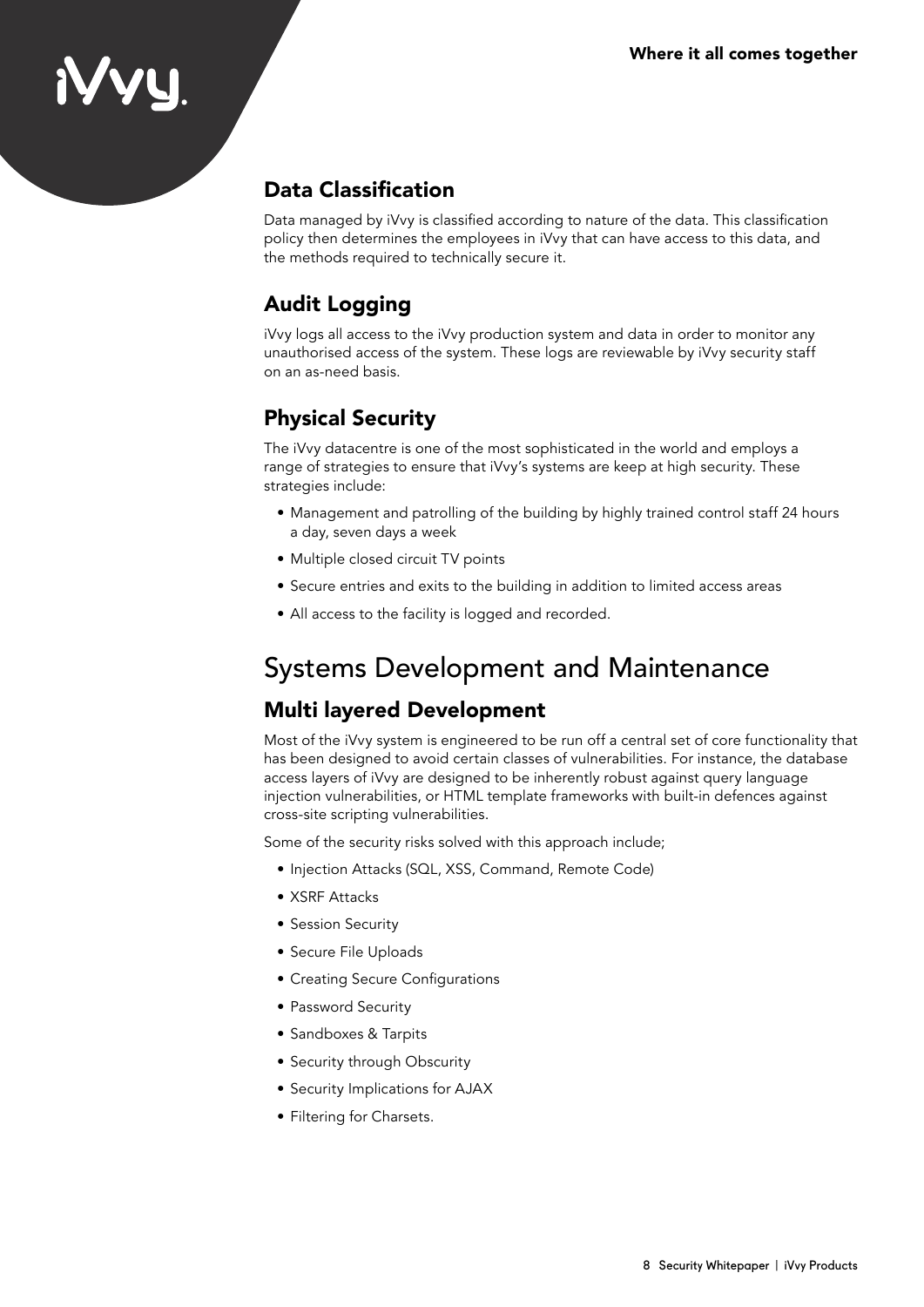## Data Classification

Data managed by iVvy is classified according to nature of the data. This classification policy then determines the employees in iVvy that can have access to this data, and the methods required to technically secure it.

## Audit Logging

iVvy logs all access to the iVvy production system and data in order to monitor any unauthorised access of the system. These logs are reviewable by iVvy security staff on an as-need basis.

## Physical Security

The iVvy datacentre is one of the most sophisticated in the world and employs a range of strategies to ensure that iVvy's systems are keep at high security. These strategies include:

- Management and patrolling of the building by highly trained control staff 24 hours a day, seven days a week
- Multiple closed circuit TV points
- Secure entries and exits to the building in addition to limited access areas
- All access to the facility is logged and recorded.

# Systems Development and Maintenance

## Multi layered Development

Most of the iVvy system is engineered to be run off a central set of core functionality that has been designed to avoid certain classes of vulnerabilities. For instance, the database access layers of iVvy are designed to be inherently robust against query language injection vulnerabilities, or HTML template frameworks with built-in defences against cross-site scripting vulnerabilities.

Some of the security risks solved with this approach include;

- Injection Attacks (SQL, XSS, Command, Remote Code)
- XSRF Attacks
- Session Security
- Secure File Uploads
- Creating Secure Configurations
- Password Security
- Sandboxes & Tarpits
- Security through Obscurity
- Security Implications for AJAX
- Filtering for Charsets.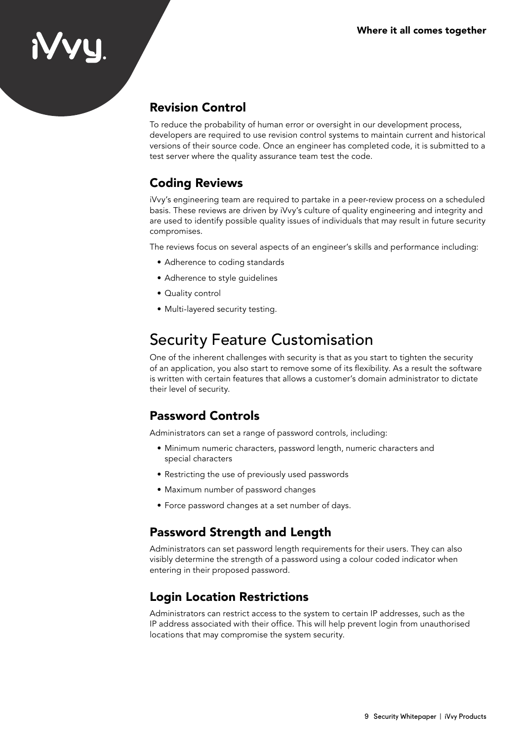## Revision Control

To reduce the probability of human error or oversight in our development process, developers are required to use revision control systems to maintain current and historical versions of their source code. Once an engineer has completed code, it is submitted to a test server where the quality assurance team test the code.

## Coding Reviews

iVvy's engineering team are required to partake in a peer-review process on a scheduled basis. These reviews are driven by iVvy's culture of quality engineering and integrity and are used to identify possible quality issues of individuals that may result in future security compromises.

The reviews focus on several aspects of an engineer's skills and performance including:

- Adherence to coding standards
- Adherence to style guidelines
- Quality control
- Multi-layered security testing.

# Security Feature Customisation

One of the inherent challenges with security is that as you start to tighten the security of an application, you also start to remove some of its flexibility. As a result the software is written with certain features that allows a customer's domain administrator to dictate their level of security.

## Password Controls

Administrators can set a range of password controls, including:

- Minimum numeric characters, password length, numeric characters and special characters
- Restricting the use of previously used passwords
- Maximum number of password changes
- Force password changes at a set number of days.

## Password Strength and Length

Administrators can set password length requirements for their users. They can also visibly determine the strength of a password using a colour coded indicator when entering in their proposed password.

## Login Location Restrictions

Administrators can restrict access to the system to certain IP addresses, such as the IP address associated with their office. This will help prevent login from unauthorised locations that may compromise the system security.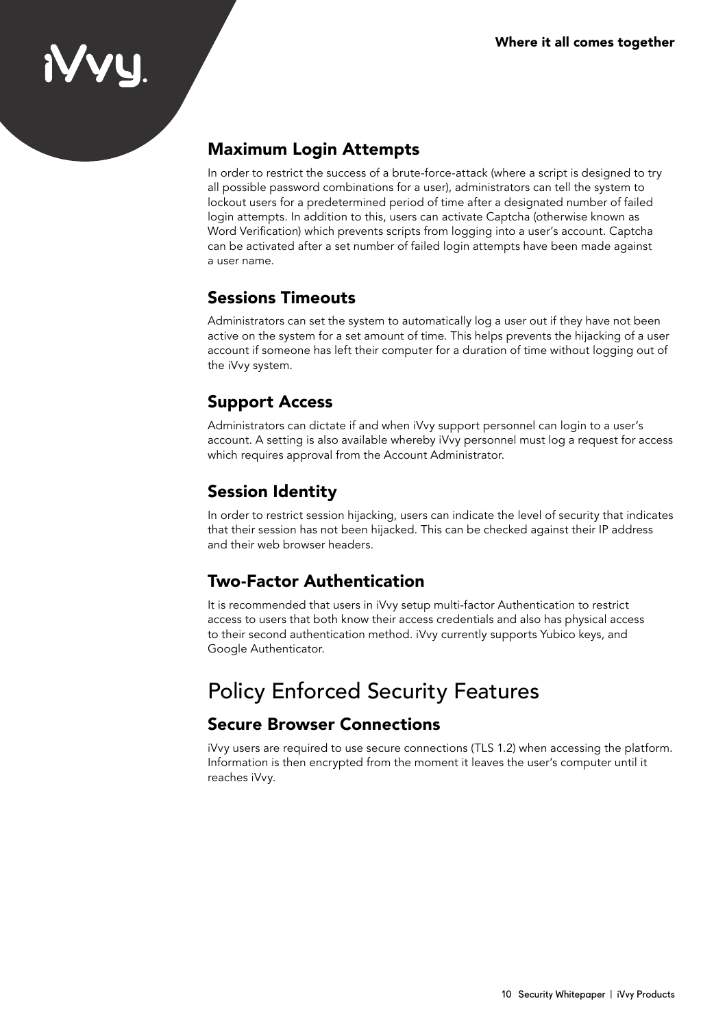## Maximum Login Attempts

In order to restrict the success of a brute-force-attack (where a script is designed to try all possible password combinations for a user), administrators can tell the system to lockout users for a predetermined period of time after a designated number of failed login attempts. In addition to this, users can activate Captcha (otherwise known as Word Verification) which prevents scripts from logging into a user's account. Captcha can be activated after a set number of failed login attempts have been made against a user name.

## Sessions Timeouts

Administrators can set the system to automatically log a user out if they have not been active on the system for a set amount of time. This helps prevents the hijacking of a user account if someone has left their computer for a duration of time without logging out of the iVvy system.

## Support Access

Administrators can dictate if and when iVvy support personnel can login to a user's account. A setting is also available whereby iVvy personnel must log a request for access which requires approval from the Account Administrator.

## Session Identity

In order to restrict session hijacking, users can indicate the level of security that indicates that their session has not been hijacked. This can be checked against their IP address and their web browser headers.

## Two-Factor Authentication

It is recommended that users in iVvy setup multi-factor Authentication to restrict access to users that both know their access credentials and also has physical access to their second authentication method. iVvy currently supports Yubico keys, and Google Authenticator.

# Policy Enforced Security Features

## Secure Browser Connections

iVvy users are required to use secure connections (TLS 1.2) when accessing the platform. Information is then encrypted from the moment it leaves the user's computer until it reaches iVvy.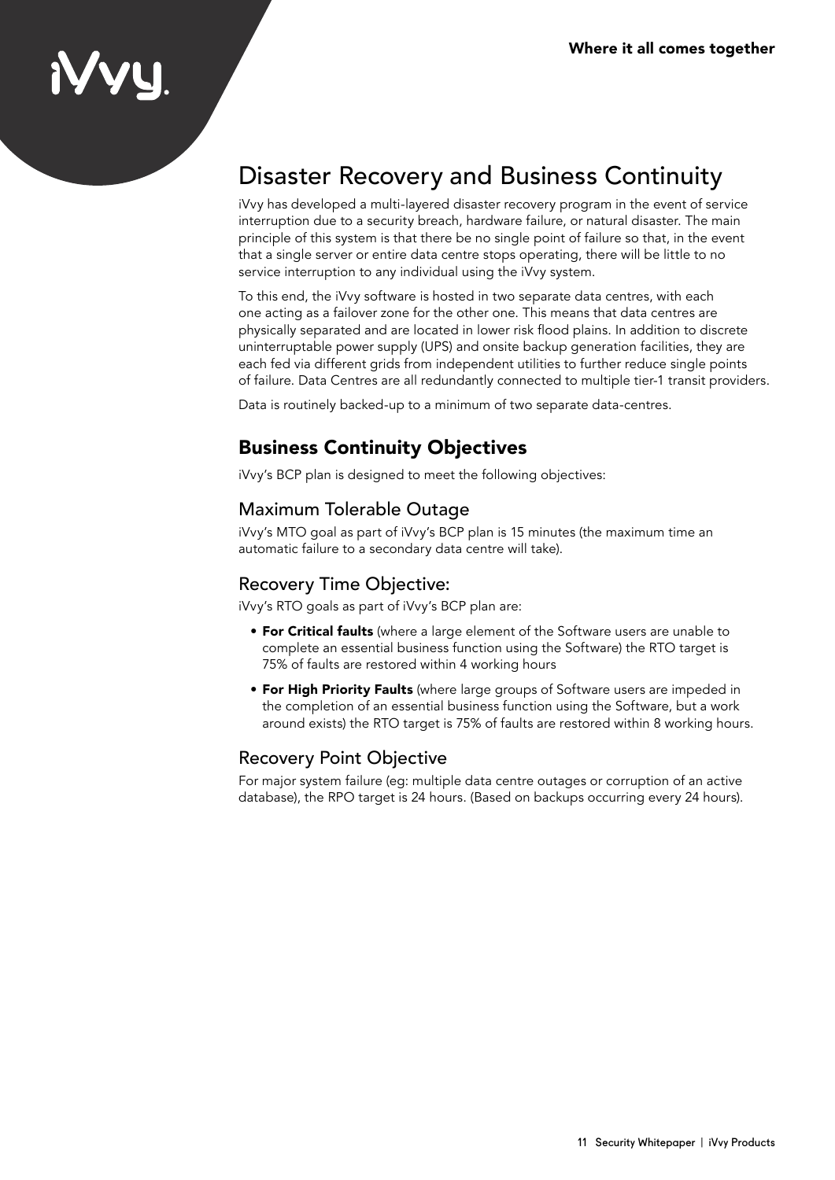# Disaster Recovery and Business Continuity

iVvy has developed a multi-layered disaster recovery program in the event of service interruption due to a security breach, hardware failure, or natural disaster. The main principle of this system is that there be no single point of failure so that, in the event that a single server or entire data centre stops operating, there will be little to no service interruption to any individual using the iVvy system.

To this end, the iVvy software is hosted in two separate data centres, with each one acting as a failover zone for the other one. This means that data centres are physically separated and are located in lower risk flood plains. In addition to discrete uninterruptable power supply (UPS) and onsite backup generation facilities, they are each fed via different grids from independent utilities to further reduce single points of failure. Data Centres are all redundantly connected to multiple tier-1 transit providers.

Data is routinely backed-up to a minimum of two separate data-centres.

## Business Continuity Objectives

iVvy's BCP plan is designed to meet the following objectives:

### Maximum Tolerable Outage

iVvy's MTO goal as part of iVvy's BCP plan is 15 minutes (the maximum time an automatic failure to a secondary data centre will take).

### Recovery Time Objective:

iVvy's RTO goals as part of iVvy's BCP plan are:

- **For Critical faults** (where a large element of the Software users are unable to complete an essential business function using the Software) the RTO target is 75% of faults are restored within 4 working hours
- **For High Priority Faults** (where large groups of Software users are impeded in the completion of an essential business function using the Software, but a work around exists) the RTO target is 75% of faults are restored within 8 working hours.

### Recovery Point Objective

For major system failure (eg: multiple data centre outages or corruption of an active database), the RPO target is 24 hours. (Based on backups occurring every 24 hours).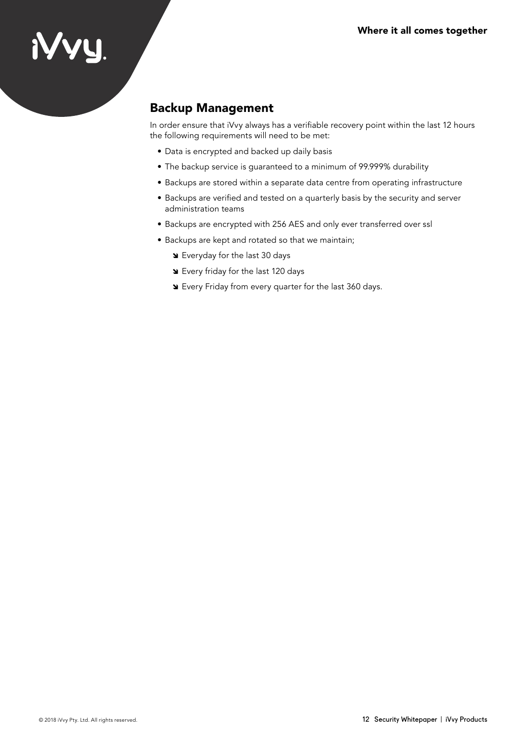## Backup Management

In order ensure that iVvy always has a verifiable recovery point within the last 12 hours the following requirements will need to be met:

- Data is encrypted and backed up daily basis
- The backup service is guaranteed to a minimum of 99.999% durability
- Backups are stored within a separate data centre from operating infrastructure
- Backups are verified and tested on a quarterly basis by the security and server administration teams
- Backups are encrypted with 256 AES and only ever transferred over ssl
- Backups are kept and rotated so that we maintain;
  - Everyday for the last 30 days
  - Every friday for the last 120 days
  - Every Friday from every quarter for the last 360 days.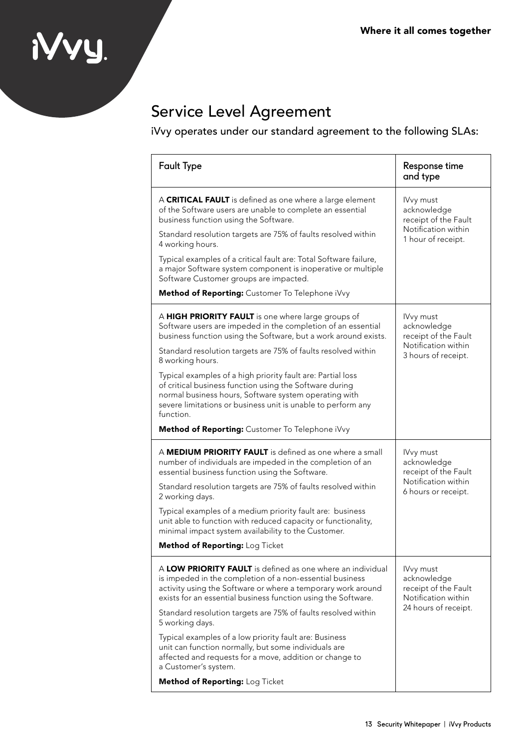# Service Level Agreement

iVvy operates under our standard agreement to the following SLAs:

| Fault Type | Response time and type |
|---|---|
| A **CRITICAL FAULT** is defined as one where a large element of the Software users are unable to complete an essential business function using the Software.<br><br>Standard resolution targets are 75% of faults resolved within 4 working hours.<br><br>Typical examples of a critical fault are: Total Software failure, a major Software system component is inoperative or multiple Software Customer groups are impacted.<br><br>**Method of Reporting:** Customer To Telephone iVvy | IVvy must acknowledge receipt of the Fault Notification within 1 hour of receipt. |
| A **HIGH PRIORITY FAULT** is one where large groups of Software users are impeded in the completion of an essential business function using the Software, but a work around exists.<br><br>Standard resolution targets are 75% of faults resolved within 8 working hours.<br><br>Typical examples of a high priority fault are: Partial loss of critical business function using the Software during normal business hours, Software system operating with severe limitations or business unit is unable to perform any function.<br><br>**Method of Reporting:** Customer To Telephone iVvy | IVvy must acknowledge receipt of the Fault Notification within 3 hours of receipt. |
| A **MEDIUM PRIORITY FAULT** is defined as one where a small number of individuals are impeded in the completion of an essential business function using the Software.<br><br>Standard resolution targets are 75% of faults resolved within 2 working days.<br><br>Typical examples of a medium priority fault are: business unit able to function with reduced capacity or functionality, minimal impact system availability to the Customer.<br><br>**Method of Reporting:** Log Ticket | IVvy must acknowledge receipt of the Fault Notification within 6 hours or receipt. |
| A **LOW PRIORITY FAULT** is defined as one where an individual is impeded in the completion of a non-essential business activity using the Software or where a temporary work around exists for an essential business function using the Software.<br><br>Standard resolution targets are 75% of faults resolved within 5 working days.<br><br>Typical examples of a low priority fault are: Business unit can function normally, but some individuals are affected and requests for a move, addition or change to a Customer's system.<br><br>**Method of Reporting:** Log Ticket | IVvy must acknowledge receipt of the Fault Notification within 24 hours of receipt. |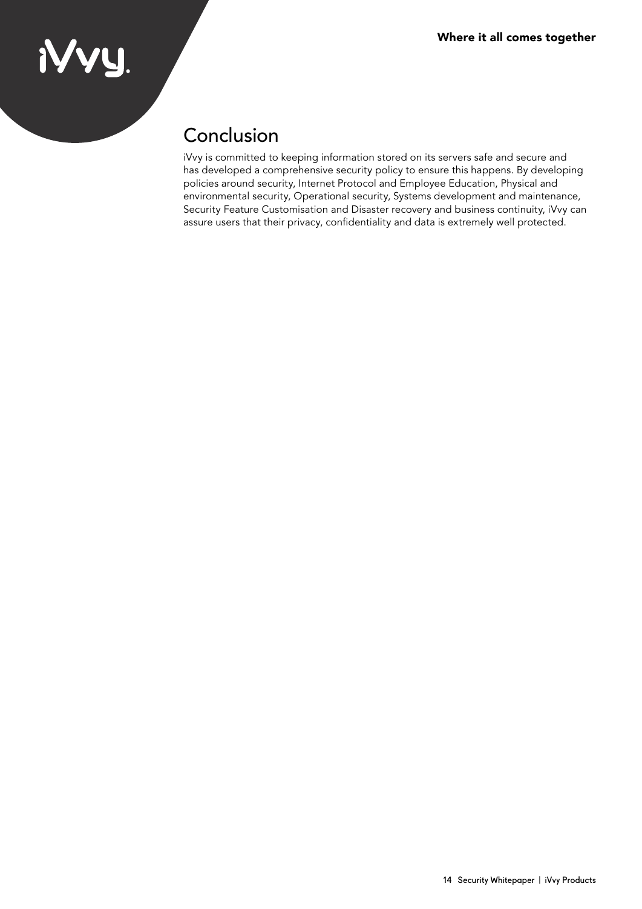## Conclusion

iVvy is committed to keeping information stored on its servers safe and secure and has developed a comprehensive security policy to ensure this happens. By developing policies around security, Internet Protocol and Employee Education, Physical and environmental security, Operational security, Systems development and maintenance, Security Feature Customisation and Disaster recovery and business continuity, iVvy can assure users that their privacy, confidentiality and data is extremely well protected.